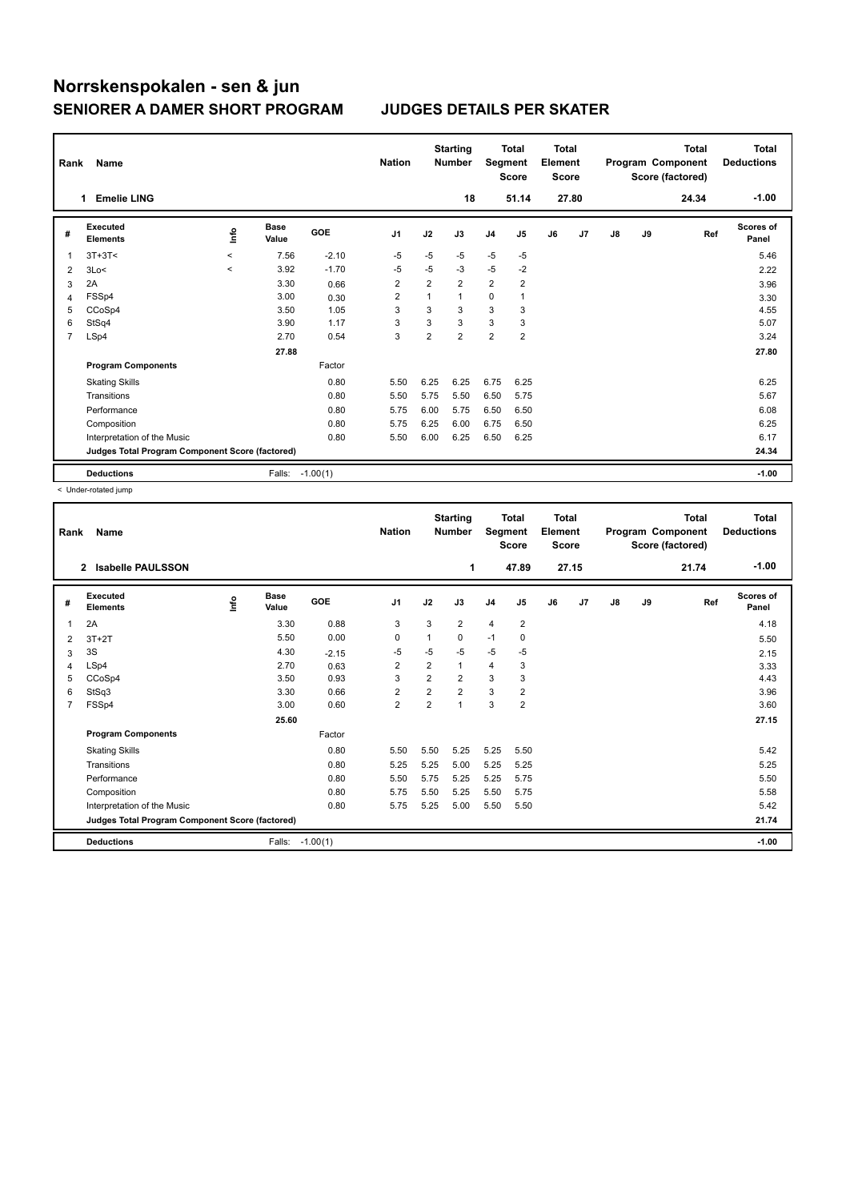# Norrskenspokalen - sen & jun

## SENIORER A DAMER SHORT PROGRAM JUDGES DETAILS PER SKATER

| Rank | Name | Nation | Starting Number | Total Segment Score | Total Element Score | Total Program Component Score (factored) | Total Deductions |
|---|---|---|---|---|---|---|---|
| 1 | Emelie LING | | 18 | 51.14 | 27.80 | 24.34 | -1.00 |

| # | Executed Elements | Info | Base Value | GOE | J1 | J2 | J3 | J4 | J5 | J6 | J7 | J8 | J9 | Ref | Scores of Panel |
|---|---|---|---|---|---|---|---|---|---|---|---|---|---|---|---|
| 1 | 3T+3T< | < | 7.56 | -2.10 | -5 | -5 | -5 | -5 | -5 | | | | | | 5.46 |
| 2 | 3Lo< | < | 3.92 | -1.70 | -5 | -5 | -3 | -5 | -2 | | | | | | 2.22 |
| 3 | 2A | | 3.30 | 0.66 | 2 | 2 | 2 | 2 | 2 | | | | | | 3.96 |
| 4 | FSSp4 | | 3.00 | 0.30 | 2 | 1 | 1 | 0 | 1 | | | | | | 3.30 |
| 5 | CCoSp4 | | 3.50 | 1.05 | 3 | 3 | 3 | 3 | 3 | | | | | | 4.55 |
| 6 | StSq4 | | 3.90 | 1.17 | 3 | 3 | 3 | 3 | 3 | | | | | | 5.07 |
| 7 | LSp4 | | 2.70 | 0.54 | 3 | 2 | 2 | 2 | 2 | | | | | | 3.24 |
| | | | 27.88 | | | | | | | | | | | | 27.80 |
| | **Program Components** | | | Factor | | | | | | | | | | | |
| | Skating Skills | | | 0.80 | 5.50 | 6.25 | 6.25 | 6.75 | 6.25 | | | | | | 6.25 |
| | Transitions | | | 0.80 | 5.50 | 5.75 | 5.50 | 6.50 | 5.75 | | | | | | 5.67 |
| | Performance | | | 0.80 | 5.75 | 6.00 | 5.75 | 6.50 | 6.50 | | | | | | 6.08 |
| | Composition | | | 0.80 | 5.75 | 6.25 | 6.00 | 6.75 | 6.50 | | | | | | 6.25 |
| | Interpretation of the Music | | | 0.80 | 5.50 | 6.00 | 6.25 | 6.50 | 6.25 | | | | | | 6.17 |
| | **Judges Total Program Component Score (factored)** | | | | | | | | | | | | | | 24.34 |
| | **Deductions** | | Falls: | -1.00(1) | | | | | | | | | | | -1.00 |

< Under-rotated jump

| Rank | Name | Nation | Starting Number | Total Segment Score | Total Element Score | Total Program Component Score (factored) | Total Deductions |
|---|---|---|---|---|---|---|---|
| 2 | Isabelle PAULSSON | | 1 | 47.89 | 27.15 | 21.74 | -1.00 |

| # | Executed Elements | Info | Base Value | GOE | J1 | J2 | J3 | J4 | J5 | J6 | J7 | J8 | J9 | Ref | Scores of Panel |
|---|---|---|---|---|---|---|---|---|---|---|---|---|---|---|---|
| 1 | 2A | | 3.30 | 0.88 | 3 | 3 | 2 | 4 | 2 | | | | | | 4.18 |
| 2 | 3T+2T | | 5.50 | 0.00 | 0 | 1 | 0 | -1 | 0 | | | | | | 5.50 |
| 3 | 3S | | 4.30 | -2.15 | -5 | -5 | -5 | -5 | -5 | | | | | | 2.15 |
| 4 | LSp4 | | 2.70 | 0.63 | 2 | 2 | 1 | 4 | 3 | | | | | | 3.33 |
| 5 | CCoSp4 | | 3.50 | 0.93 | 3 | 2 | 2 | 3 | 3 | | | | | | 4.43 |
| 6 | StSq3 | | 3.30 | 0.66 | 2 | 2 | 2 | 3 | 2 | | | | | | 3.96 |
| 7 | FSSp4 | | 3.00 | 0.60 | 2 | 2 | 1 | 3 | 2 | | | | | | 3.60 |
| | | | 25.60 | | | | | | | | | | | | 27.15 |
| | **Program Components** | | | Factor | | | | | | | | | | | |
| | Skating Skills | | | 0.80 | 5.50 | 5.50 | 5.25 | 5.25 | 5.50 | | | | | | 5.42 |
| | Transitions | | | 0.80 | 5.25 | 5.25 | 5.00 | 5.25 | 5.25 | | | | | | 5.25 |
| | Performance | | | 0.80 | 5.50 | 5.75 | 5.25 | 5.25 | 5.75 | | | | | | 5.50 |
| | Composition | | | 0.80 | 5.75 | 5.50 | 5.25 | 5.50 | 5.75 | | | | | | 5.58 |
| | Interpretation of the Music | | | 0.80 | 5.75 | 5.25 | 5.00 | 5.50 | 5.50 | | | | | | 5.42 |
| | **Judges Total Program Component Score (factored)** | | | | | | | | | | | | | | 21.74 |
| | **Deductions** | | Falls: | -1.00(1) | | | | | | | | | | | -1.00 |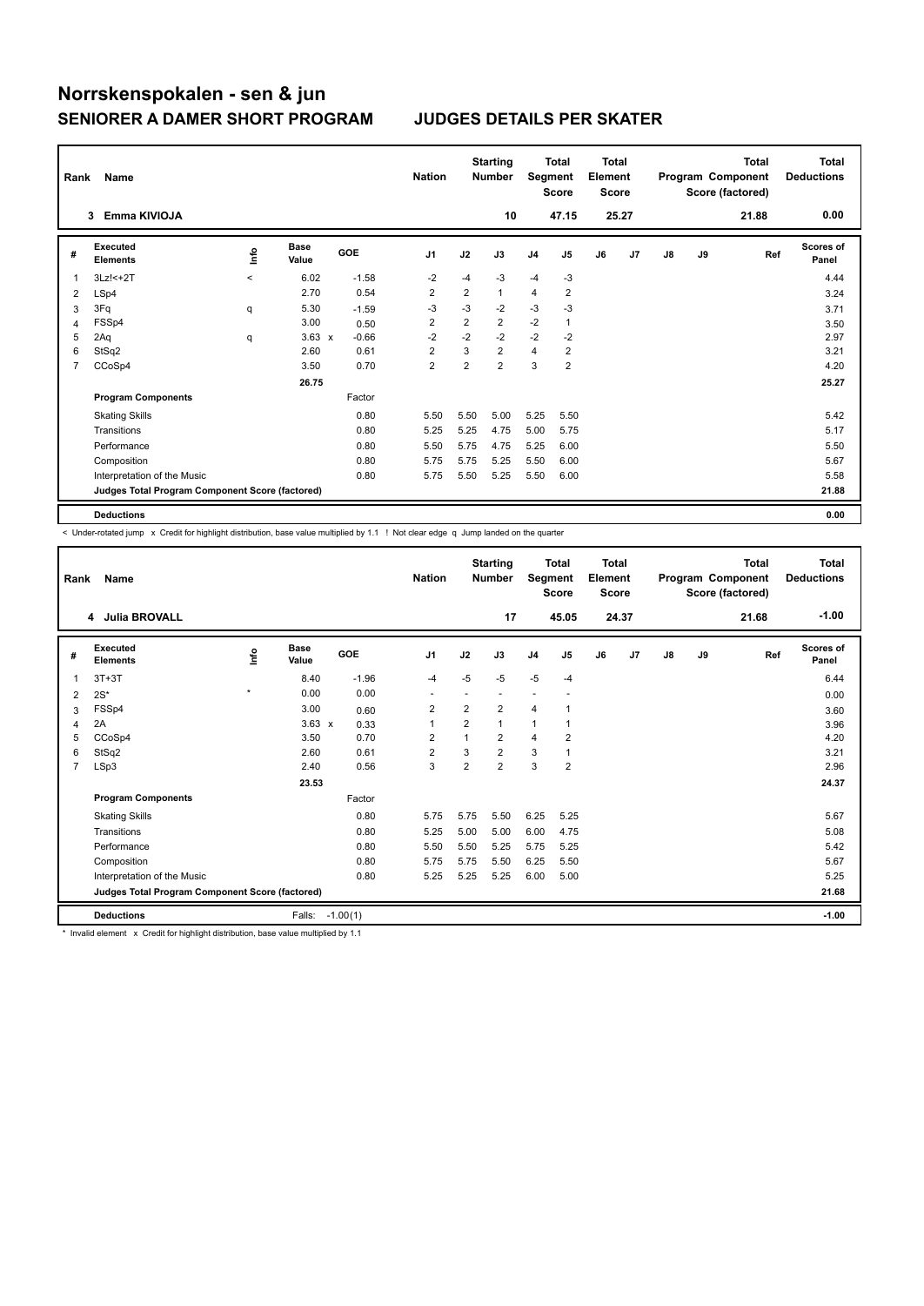# Norrskenspokalen - sen & jun

## SENIORER A DAMER SHORT PROGRAM — JUDGES DETAILS PER SKATER

| Rank | Name | Nation | Starting Number | Total Segment Score | Total Element Score | Total Program Component Score (factored) | Total Deductions |
|---|---|---|---|---|---|---|---|
| 3 | Emma KIVIOJA | | 10 | 47.15 | 25.27 | 21.88 | 0.00 |

| # | Executed Elements | Info | Base Value | | GOE | J1 | J2 | J3 | J4 | J5 | J6 | J7 | J8 | J9 | Ref | Scores of Panel |
|---|---|---|---|---|---|---|---|---|---|---|---|---|---|---|---|---|
| 1 | 3Lz!<+2T | < | 6.02 | | -1.58 | -2 | -4 | -3 | -4 | -3 | | | | | | 4.44 |
| 2 | LSp4 | | 2.70 | | 0.54 | 2 | 2 | 1 | 4 | 2 | | | | | | 3.24 |
| 3 | 3Fq | q | 5.30 | | -1.59 | -3 | -3 | -2 | -3 | -3 | | | | | | 3.71 |
| 4 | FSSp4 | | 3.00 | | 0.50 | 2 | 2 | 2 | -2 | 1 | | | | | | 3.50 |
| 5 | 2Aq | q | 3.63 | x | -0.66 | -2 | -2 | -2 | -2 | -2 | | | | | | 2.97 |
| 6 | StSq2 | | 2.60 | | 0.61 | 2 | 3 | 2 | 4 | 2 | | | | | | 3.21 |
| 7 | CCoSp4 | | 3.50 | | 0.70 | 2 | 2 | 2 | 3 | 2 | | | | | | 4.20 |
| | | | 26.75 | | | | | | | | | | | | | 25.27 |
| | **Program Components** | | | | Factor | | | | | | | | | | | |
| | Skating Skills | | | | 0.80 | 5.50 | 5.50 | 5.00 | 5.25 | 5.50 | | | | | | 5.42 |
| | Transitions | | | | 0.80 | 5.25 | 5.25 | 4.75 | 5.00 | 5.75 | | | | | | 5.17 |
| | Performance | | | | 0.80 | 5.50 | 5.75 | 4.75 | 5.25 | 6.00 | | | | | | 5.50 |
| | Composition | | | | 0.80 | 5.75 | 5.75 | 5.25 | 5.50 | 6.00 | | | | | | 5.67 |
| | Interpretation of the Music | | | | 0.80 | 5.75 | 5.50 | 5.25 | 5.50 | 6.00 | | | | | | 5.58 |
| | **Judges Total Program Component Score (factored)** | | | | | | | | | | | | | | | 21.88 |
| | **Deductions** | | | | | | | | | | | | | | | 0.00 |

< Under-rotated jump x Credit for highlight distribution, base value multiplied by 1.1 ! Not clear edge q Jump landed on the quarter

| Rank | Name | Nation | Starting Number | Total Segment Score | Total Element Score | Total Program Component Score (factored) | Total Deductions |
|---|---|---|---|---|---|---|---|
| 4 | Julia BROVALL | | 17 | 45.05 | 24.37 | 21.68 | -1.00 |

| # | Executed Elements | Info | Base Value | | GOE | J1 | J2 | J3 | J4 | J5 | J6 | J7 | J8 | J9 | Ref | Scores of Panel |
|---|---|---|---|---|---|---|---|---|---|---|---|---|---|---|---|---|
| 1 | 3T+3T | | 8.40 | | -1.96 | -4 | -5 | -5 | -5 | -4 | | | | | | 6.44 |
| 2 | 2S* | * | 0.00 | | 0.00 | - | - | - | - | - | | | | | | 0.00 |
| 3 | FSSp4 | | 3.00 | | 0.60 | 2 | 2 | 2 | 4 | 1 | | | | | | 3.60 |
| 4 | 2A | | 3.63 | x | 0.33 | 1 | 2 | 1 | 1 | 1 | | | | | | 3.96 |
| 5 | CCoSp4 | | 3.50 | | 0.70 | 2 | 1 | 2 | 4 | 2 | | | | | | 4.20 |
| 6 | StSq2 | | 2.60 | | 0.61 | 2 | 3 | 2 | 3 | 1 | | | | | | 3.21 |
| 7 | LSp3 | | 2.40 | | 0.56 | 3 | 2 | 2 | 3 | 2 | | | | | | 2.96 |
| | | | 23.53 | | | | | | | | | | | | | 24.37 |
| | **Program Components** | | | | Factor | | | | | | | | | | | |
| | Skating Skills | | | | 0.80 | 5.75 | 5.75 | 5.50 | 6.25 | 5.25 | | | | | | 5.67 |
| | Transitions | | | | 0.80 | 5.25 | 5.00 | 5.00 | 6.00 | 4.75 | | | | | | 5.08 |
| | Performance | | | | 0.80 | 5.50 | 5.50 | 5.25 | 5.75 | 5.25 | | | | | | 5.42 |
| | Composition | | | | 0.80 | 5.75 | 5.75 | 5.50 | 6.25 | 5.50 | | | | | | 5.67 |
| | Interpretation of the Music | | | | 0.80 | 5.25 | 5.25 | 5.25 | 6.00 | 5.00 | | | | | | 5.25 |
| | **Judges Total Program Component Score (factored)** | | | | | | | | | | | | | | | 21.68 |
| | **Deductions** | | Falls: | -1.00(1) | | | | | | | | | | | | -1.00 |

* Invalid element x Credit for highlight distribution, base value multiplied by 1.1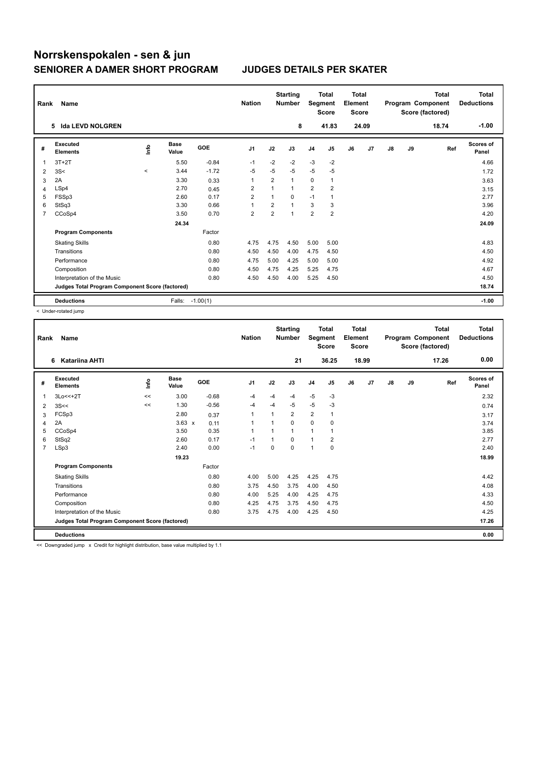# Norrskenspokalen - sen & jun

## SENIORER A DAMER SHORT PROGRAM

## JUDGES DETAILS PER SKATER

| Rank | Name | Nation | Starting Number | Total Segment Score | Total Element Score | Total Program Component Score (factored) | Total Deductions |
|---|---|---|---|---|---|---|---|
| 5 | Ida LEVD NOLGREN | | 8 | 41.83 | 24.09 | 18.74 | -1.00 |

| # | Executed Elements | Info | Base Value | GOE | J1 | J2 | J3 | J4 | J5 | J6 | J7 | J8 | J9 | Ref | Scores of Panel |
|---|---|---|---|---|---|---|---|---|---|---|---|---|---|---|---|
| 1 | 3T+2T | | 5.50 | -0.84 | -1 | -2 | -2 | -3 | -2 | | | | | | 4.66 |
| 2 | 3S< | < | 3.44 | -1.72 | -5 | -5 | -5 | -5 | -5 | | | | | | 1.72 |
| 3 | 2A | | 3.30 | 0.33 | 1 | 2 | 1 | 0 | 1 | | | | | | 3.63 |
| 4 | LSp4 | | 2.70 | 0.45 | 2 | 1 | 1 | 2 | 2 | | | | | | 3.15 |
| 5 | FSSp3 | | 2.60 | 0.17 | 2 | 1 | 0 | -1 | 1 | | | | | | 2.77 |
| 6 | StSq3 | | 3.30 | 0.66 | 1 | 2 | 1 | 3 | 3 | | | | | | 3.96 |
| 7 | CCoSp4 | | 3.50 | 0.70 | 2 | 2 | 1 | 2 | 2 | | | | | | 4.20 |
| | | | 24.34 | | | | | | | | | | | | 24.09 |
| | **Program Components** | | | Factor | | | | | | | | | | | |
| | Skating Skills | | | 0.80 | 4.75 | 4.75 | 4.50 | 5.00 | 5.00 | | | | | | 4.83 |
| | Transitions | | | 0.80 | 4.50 | 4.50 | 4.00 | 4.75 | 4.50 | | | | | | 4.50 |
| | Performance | | | 0.80 | 4.75 | 5.00 | 4.25 | 5.00 | 5.00 | | | | | | 4.92 |
| | Composition | | | 0.80 | 4.50 | 4.75 | 4.25 | 5.25 | 4.75 | | | | | | 4.67 |
| | Interpretation of the Music | | | 0.80 | 4.50 | 4.50 | 4.00 | 5.25 | 4.50 | | | | | | 4.50 |
| | **Judges Total Program Component Score (factored)** | | | | | | | | | | | | | | 18.74 |
| | **Deductions** | | Falls: | -1.00(1) | | | | | | | | | | | -1.00 |

< Under-rotated jump

| Rank | Name | Nation | Starting Number | Total Segment Score | Total Element Score | Total Program Component Score (factored) | Total Deductions |
|---|---|---|---|---|---|---|---|
| 6 | Katariina AHTI | | 21 | 36.25 | 18.99 | 17.26 | 0.00 |

| # | Executed Elements | Info | Base Value | GOE | J1 | J2 | J3 | J4 | J5 | J6 | J7 | J8 | J9 | Ref | Scores of Panel |
|---|---|---|---|---|---|---|---|---|---|---|---|---|---|---|---|
| 1 | 3Lo<<+2T | << | 3.00 | -0.68 | -4 | -4 | -4 | -5 | -3 | | | | | | 2.32 |
| 2 | 3S<< | << | 1.30 | -0.56 | -4 | -4 | -5 | -5 | -3 | | | | | | 0.74 |
| 3 | FCSp3 | | 2.80 | 0.37 | 1 | 1 | 2 | 2 | 1 | | | | | | 3.17 |
| 4 | 2A | | 3.63 x | 0.11 | 1 | 1 | 0 | 0 | 0 | | | | | | 3.74 |
| 5 | CCoSp4 | | 3.50 | 0.35 | 1 | 1 | 1 | 1 | 1 | | | | | | 3.85 |
| 6 | StSq2 | | 2.60 | 0.17 | -1 | 1 | 0 | 1 | 2 | | | | | | 2.77 |
| 7 | LSp3 | | 2.40 | 0.00 | -1 | 0 | 0 | 1 | 0 | | | | | | 2.40 |
| | | | 19.23 | | | | | | | | | | | | 18.99 |
| | **Program Components** | | | Factor | | | | | | | | | | | |
| | Skating Skills | | | 0.80 | 4.00 | 5.00 | 4.25 | 4.25 | 4.75 | | | | | | 4.42 |
| | Transitions | | | 0.80 | 3.75 | 4.50 | 3.75 | 4.00 | 4.50 | | | | | | 4.08 |
| | Performance | | | 0.80 | 4.00 | 5.25 | 4.00 | 4.25 | 4.75 | | | | | | 4.33 |
| | Composition | | | 0.80 | 4.25 | 4.75 | 3.75 | 4.50 | 4.75 | | | | | | 4.50 |
| | Interpretation of the Music | | | 0.80 | 3.75 | 4.75 | 4.00 | 4.25 | 4.50 | | | | | | 4.25 |
| | **Judges Total Program Component Score (factored)** | | | | | | | | | | | | | | 17.26 |
| | **Deductions** | | | | | | | | | | | | | | 0.00 |

<< Downgraded jump x Credit for highlight distribution, base value multiplied by 1.1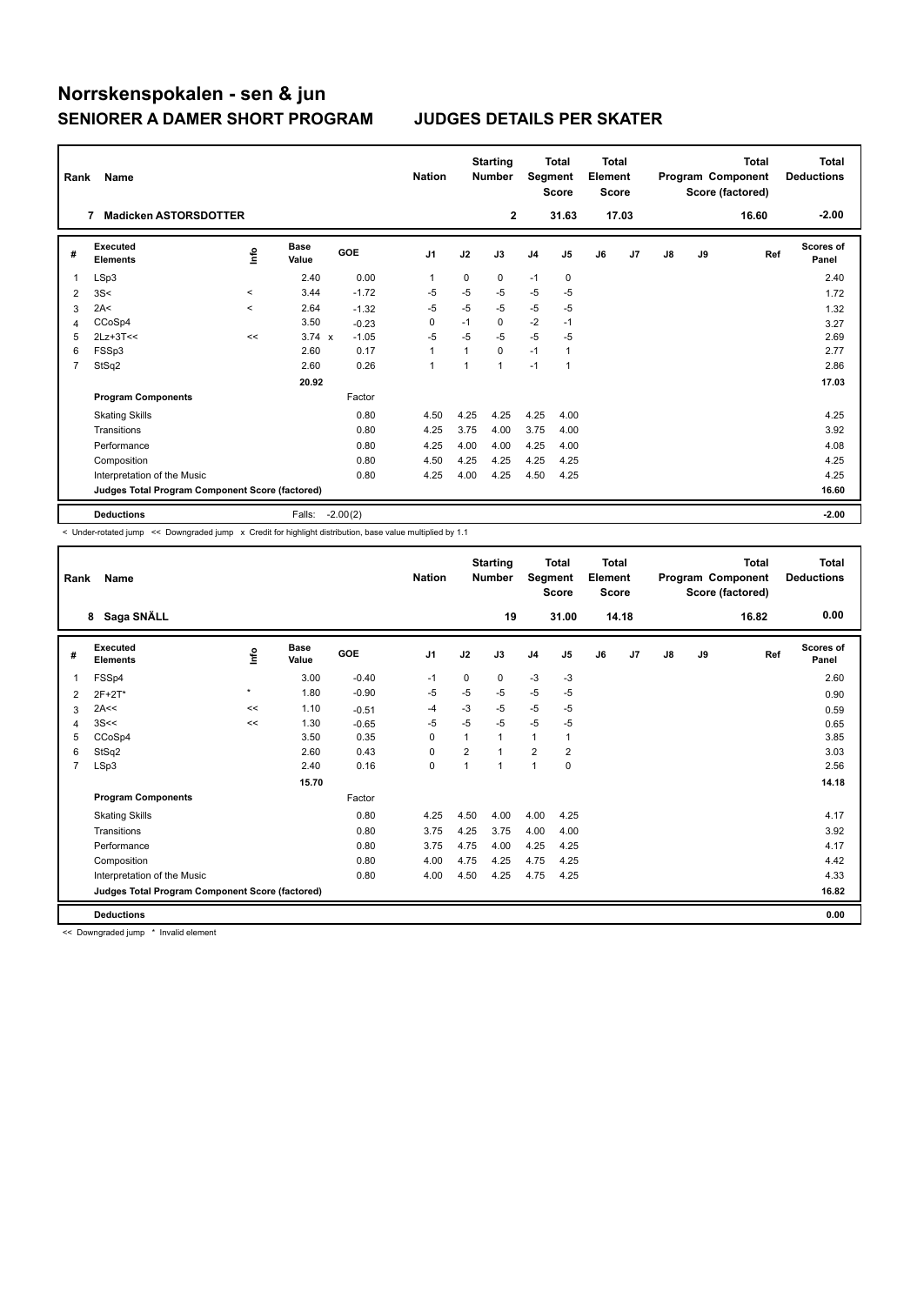# Norrskenspokalen - sen & jun

## SENIORER A DAMER SHORT PROGRAM

## JUDGES DETAILS PER SKATER

| Rank | Name | Nation | Starting Number | Total Segment Score | Total Element Score | Total Program Component Score (factored) | Total Deductions |
|---|---|---|---|---|---|---|---|
| 7 | Madicken ASTORSDOTTER | | 2 | 31.63 | 17.03 | 16.60 | -2.00 |

| # | Executed Elements | Info | Base Value | GOE | J1 | J2 | J3 | J4 | J5 | J6 | J7 | J8 | J9 | Ref | Scores of Panel |
|---|---|---|---|---|---|---|---|---|---|---|---|---|---|---|---|
| 1 | LSp3 | | 2.40 | 0.00 | 1 | 0 | 0 | -1 | 0 | | | | | | 2.40 |
| 2 | 3S< | < | 3.44 | -1.72 | -5 | -5 | -5 | -5 | -5 | | | | | | 1.72 |
| 3 | 2A< | < | 2.64 | -1.32 | -5 | -5 | -5 | -5 | -5 | | | | | | 1.32 |
| 4 | CCoSp4 | | 3.50 | -0.23 | 0 | -1 | 0 | -2 | -1 | | | | | | 3.27 |
| 5 | 2Lz+3T<< | << | 3.74 x | -1.05 | -5 | -5 | -5 | -5 | -5 | | | | | | 2.69 |
| 6 | FSSp3 | | 2.60 | 0.17 | 1 | 1 | 0 | -1 | 1 | | | | | | 2.77 |
| 7 | StSq2 | | 2.60 | 0.26 | 1 | 1 | 1 | -1 | 1 | | | | | | 2.86 |
| | | | 20.92 | | | | | | | | | | | | 17.03 |
| | **Program Components** | | | Factor | | | | | | | | | | | |
| | Skating Skills | | | 0.80 | 4.50 | 4.25 | 4.25 | 4.25 | 4.00 | | | | | | 4.25 |
| | Transitions | | | 0.80 | 4.25 | 3.75 | 4.00 | 3.75 | 4.00 | | | | | | 3.92 |
| | Performance | | | 0.80 | 4.25 | 4.00 | 4.00 | 4.25 | 4.00 | | | | | | 4.08 |
| | Composition | | | 0.80 | 4.50 | 4.25 | 4.25 | 4.25 | 4.25 | | | | | | 4.25 |
| | Interpretation of the Music | | | 0.80 | 4.25 | 4.00 | 4.25 | 4.50 | 4.25 | | | | | | 4.25 |
| | **Judges Total Program Component Score (factored)** | | | | | | | | | | | | | | 16.60 |
| | **Deductions** | | Falls: | -2.00(2) | | | | | | | | | | | -2.00 |

< Under-rotated jump << Downgraded jump x Credit for highlight distribution, base value multiplied by 1.1

| Rank | Name | Nation | Starting Number | Total Segment Score | Total Element Score | Total Program Component Score (factored) | Total Deductions |
|---|---|---|---|---|---|---|---|
| 8 | Saga SNÄLL | | 19 | 31.00 | 14.18 | 16.82 | 0.00 |

| # | Executed Elements | Info | Base Value | GOE | J1 | J2 | J3 | J4 | J5 | J6 | J7 | J8 | J9 | Ref | Scores of Panel |
|---|---|---|---|---|---|---|---|---|---|---|---|---|---|---|---|
| 1 | FSSp4 | | 3.00 | -0.40 | -1 | 0 | 0 | -3 | -3 | | | | | | 2.60 |
| 2 | 2F+2T* | * | 1.80 | -0.90 | -5 | -5 | -5 | -5 | -5 | | | | | | 0.90 |
| 3 | 2A<< | << | 1.10 | -0.51 | -4 | -3 | -5 | -5 | -5 | | | | | | 0.59 |
| 4 | 3S<< | << | 1.30 | -0.65 | -5 | -5 | -5 | -5 | -5 | | | | | | 0.65 |
| 5 | CCoSp4 | | 3.50 | 0.35 | 0 | 1 | 1 | 1 | 1 | | | | | | 3.85 |
| 6 | StSq2 | | 2.60 | 0.43 | 0 | 2 | 1 | 2 | 2 | | | | | | 3.03 |
| 7 | LSp3 | | 2.40 | 0.16 | 0 | 1 | 1 | 1 | 0 | | | | | | 2.56 |
| | | | 15.70 | | | | | | | | | | | | 14.18 |
| | **Program Components** | | | Factor | | | | | | | | | | | |
| | Skating Skills | | | 0.80 | 4.25 | 4.50 | 4.00 | 4.00 | 4.25 | | | | | | 4.17 |
| | Transitions | | | 0.80 | 3.75 | 4.25 | 3.75 | 4.00 | 4.00 | | | | | | 3.92 |
| | Performance | | | 0.80 | 3.75 | 4.75 | 4.00 | 4.25 | 4.25 | | | | | | 4.17 |
| | Composition | | | 0.80 | 4.00 | 4.75 | 4.25 | 4.75 | 4.25 | | | | | | 4.42 |
| | Interpretation of the Music | | | 0.80 | 4.00 | 4.50 | 4.25 | 4.75 | 4.25 | | | | | | 4.33 |
| | **Judges Total Program Component Score (factored)** | | | | | | | | | | | | | | 16.82 |
| | **Deductions** | | | | | | | | | | | | | | 0.00 |

<< Downgraded jump * Invalid element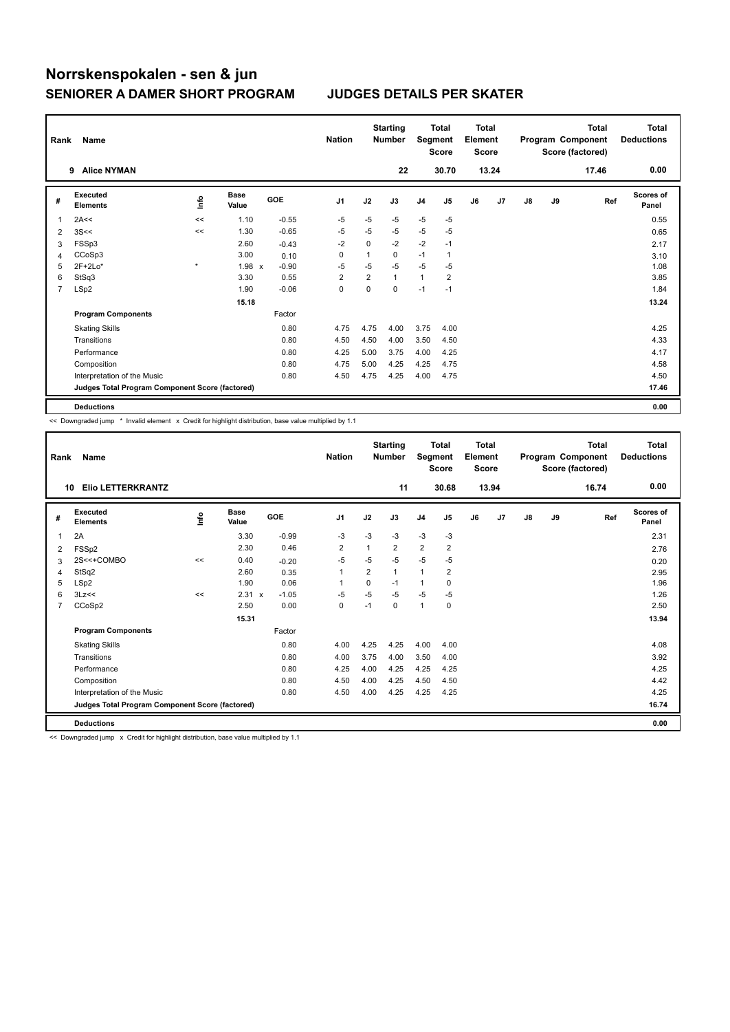# Norrskenspokalen - sen & jun

## SENIORER A DAMER SHORT PROGRAM

## JUDGES DETAILS PER SKATER

| Rank | Name | Nation | Starting Number | Total Segment Score | Total Element Score | Total Program Component Score (factored) | Total Deductions |
|---|---|---|---|---|---|---|---|
| 9 | Alice NYMAN | | 22 | 30.70 | 13.24 | 17.46 | 0.00 |

| # | Executed Elements | Info | Base Value | | GOE | J1 | J2 | J3 | J4 | J5 | J6 | J7 | J8 | J9 | Ref | Scores of Panel |
|---|---|---|---|---|---|---|---|---|---|---|---|---|---|---|---|---|
| 1 | 2A<< | << | 1.10 | | -0.55 | -5 | -5 | -5 | -5 | -5 | | | | | | 0.55 |
| 2 | 3S<< | << | 1.30 | | -0.65 | -5 | -5 | -5 | -5 | -5 | | | | | | 0.65 |
| 3 | FSSp3 | | 2.60 | | -0.43 | -2 | 0 | -2 | -2 | -1 | | | | | | 2.17 |
| 4 | CCoSp3 | | 3.00 | | 0.10 | 0 | 1 | 0 | -1 | 1 | | | | | | 3.10 |
| 5 | 2F+2Lo* | * | 1.98 | x | -0.90 | -5 | -5 | -5 | -5 | -5 | | | | | | 1.08 |
| 6 | StSq3 | | 3.30 | | 0.55 | 2 | 2 | 1 | 1 | 2 | | | | | | 3.85 |
| 7 | LSp2 | | 1.90 | | -0.06 | 0 | 0 | 0 | -1 | -1 | | | | | | 1.84 |
| | | | 15.18 | | | | | | | | | | | | | 13.24 |
| | **Program Components** | | | | Factor | | | | | | | | | | | |
| | Skating Skills | | | | 0.80 | 4.75 | 4.75 | 4.00 | 3.75 | 4.00 | | | | | | 4.25 |
| | Transitions | | | | 0.80 | 4.50 | 4.50 | 4.00 | 3.50 | 4.50 | | | | | | 4.33 |
| | Performance | | | | 0.80 | 4.25 | 5.00 | 3.75 | 4.00 | 4.25 | | | | | | 4.17 |
| | Composition | | | | 0.80 | 4.75 | 5.00 | 4.25 | 4.25 | 4.75 | | | | | | 4.58 |
| | Interpretation of the Music | | | | 0.80 | 4.50 | 4.75 | 4.25 | 4.00 | 4.75 | | | | | | 4.50 |
| | **Judges Total Program Component Score (factored)** | | | | | | | | | | | | | | | 17.46 |
| | **Deductions** | | | | | | | | | | | | | | | 0.00 |

<< Downgraded jump * Invalid element x Credit for highlight distribution, base value multiplied by 1.1

| Rank | Name | Nation | Starting Number | Total Segment Score | Total Element Score | Total Program Component Score (factored) | Total Deductions |
|---|---|---|---|---|---|---|---|
| 10 | Elio LETTERKRANTZ | | 11 | 30.68 | 13.94 | 16.74 | 0.00 |

| # | Executed Elements | Info | Base Value | | GOE | J1 | J2 | J3 | J4 | J5 | J6 | J7 | J8 | J9 | Ref | Scores of Panel |
|---|---|---|---|---|---|---|---|---|---|---|---|---|---|---|---|---|
| 1 | 2A | | 3.30 | | -0.99 | -3 | -3 | -3 | -3 | -3 | | | | | | 2.31 |
| 2 | FSSp2 | | 2.30 | | 0.46 | 2 | 1 | 2 | 2 | 2 | | | | | | 2.76 |
| 3 | 2S<<+COMBO | << | 0.40 | | -0.20 | -5 | -5 | -5 | -5 | -5 | | | | | | 0.20 |
| 4 | StSq2 | | 2.60 | | 0.35 | 1 | 2 | 1 | 1 | 2 | | | | | | 2.95 |
| 5 | LSp2 | | 1.90 | | 0.06 | 1 | 0 | -1 | 1 | 0 | | | | | | 1.96 |
| 6 | 3Lz<< | << | 2.31 | x | -1.05 | -5 | -5 | -5 | -5 | -5 | | | | | | 1.26 |
| 7 | CCoSp2 | | 2.50 | | 0.00 | 0 | -1 | 0 | 1 | 0 | | | | | | 2.50 |
| | | | 15.31 | | | | | | | | | | | | | 13.94 |
| | **Program Components** | | | | Factor | | | | | | | | | | | |
| | Skating Skills | | | | 0.80 | 4.00 | 4.25 | 4.25 | 4.00 | 4.00 | | | | | | 4.08 |
| | Transitions | | | | 0.80 | 4.00 | 3.75 | 4.00 | 3.50 | 4.00 | | | | | | 3.92 |
| | Performance | | | | 0.80 | 4.25 | 4.00 | 4.25 | 4.25 | 4.25 | | | | | | 4.25 |
| | Composition | | | | 0.80 | 4.50 | 4.00 | 4.25 | 4.50 | 4.50 | | | | | | 4.42 |
| | Interpretation of the Music | | | | 0.80 | 4.50 | 4.00 | 4.25 | 4.25 | 4.25 | | | | | | 4.25 |
| | **Judges Total Program Component Score (factored)** | | | | | | | | | | | | | | | 16.74 |
| | **Deductions** | | | | | | | | | | | | | | | 0.00 |

<< Downgraded jump x Credit for highlight distribution, base value multiplied by 1.1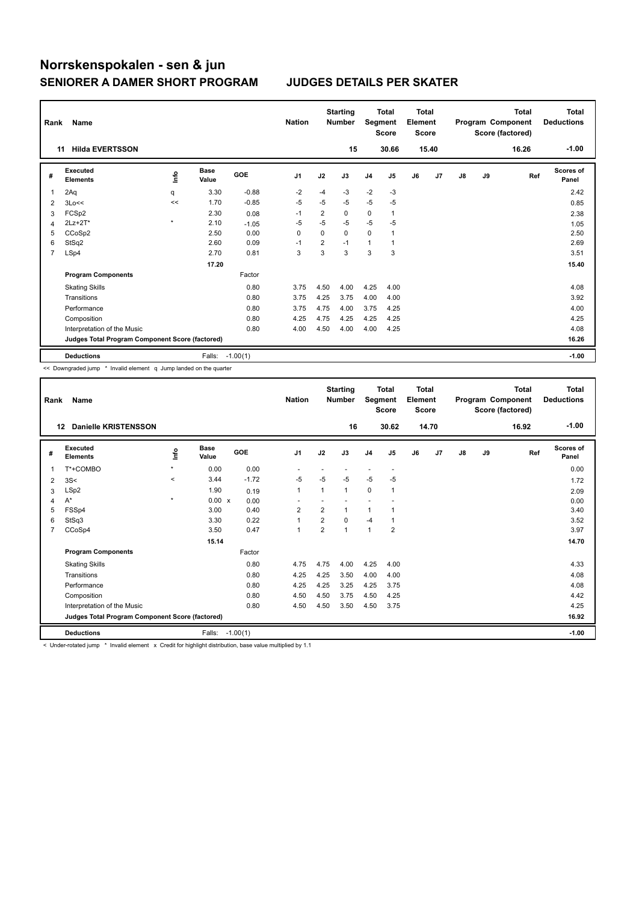# Norrskenspokalen - sen & jun

## SENIORER A DAMER SHORT PROGRAM JUDGES DETAILS PER SKATER

| Rank | Name | Nation | Starting Number | Total Segment Score | Total Element Score | Total Program Component Score (factored) | Total Deductions |
|---|---|---|---|---|---|---|---|
| 11 | Hilda EVERTSSON | | 15 | 30.66 | 15.40 | 16.26 | -1.00 |

| # | Executed Elements | Info | Base Value | GOE | J1 | J2 | J3 | J4 | J5 | J6 | J7 | J8 | J9 | Ref | Scores of Panel |
|---|---|---|---|---|---|---|---|---|---|---|---|---|---|---|---|
| 1 | 2Aq | q | 3.30 | -0.88 | -2 | -4 | -3 | -2 | -3 | | | | | | 2.42 |
| 2 | 3Lo<< | << | 1.70 | -0.85 | -5 | -5 | -5 | -5 | -5 | | | | | | 0.85 |
| 3 | FCSp2 | | 2.30 | 0.08 | -1 | 2 | 0 | 0 | 1 | | | | | | 2.38 |
| 4 | 2Lz+2T* | * | 2.10 | -1.05 | -5 | -5 | -5 | -5 | -5 | | | | | | 1.05 |
| 5 | CCoSp2 | | 2.50 | 0.00 | 0 | 0 | 0 | 0 | 1 | | | | | | 2.50 |
| 6 | StSq2 | | 2.60 | 0.09 | -1 | 2 | -1 | 1 | 1 | | | | | | 2.69 |
| 7 | LSp4 | | 2.70 | 0.81 | 3 | 3 | 3 | 3 | 3 | | | | | | 3.51 |
| | | | 17.20 | | | | | | | | | | | | 15.40 |
| | **Program Components** | | | Factor | | | | | | | | | | | |
| | Skating Skills | | | 0.80 | 3.75 | 4.50 | 4.00 | 4.25 | 4.00 | | | | | | 4.08 |
| | Transitions | | | 0.80 | 3.75 | 4.25 | 3.75 | 4.00 | 4.00 | | | | | | 3.92 |
| | Performance | | | 0.80 | 3.75 | 4.75 | 4.00 | 3.75 | 4.25 | | | | | | 4.00 |
| | Composition | | | 0.80 | 4.25 | 4.75 | 4.25 | 4.25 | 4.25 | | | | | | 4.25 |
| | Interpretation of the Music | | | 0.80 | 4.00 | 4.50 | 4.00 | 4.00 | 4.25 | | | | | | 4.08 |
| | **Judges Total Program Component Score (factored)** | | | | | | | | | | | | | | 16.26 |
| | **Deductions** | | Falls: | -1.00(1) | | | | | | | | | | | -1.00 |

<< Downgraded jump * Invalid element q Jump landed on the quarter

| Rank | Name | Nation | Starting Number | Total Segment Score | Total Element Score | Total Program Component Score (factored) | Total Deductions |
|---|---|---|---|---|---|---|---|
| 12 | Danielle KRISTENSSON | | 16 | 30.62 | 14.70 | 16.92 | -1.00 |

| # | Executed Elements | Info | Base Value | GOE | J1 | J2 | J3 | J4 | J5 | J6 | J7 | J8 | J9 | Ref | Scores of Panel |
|---|---|---|---|---|---|---|---|---|---|---|---|---|---|---|---|
| 1 | T*+COMBO | * | 0.00 | 0.00 | - | - | - | - | - | | | | | | 0.00 |
| 2 | 3S< | < | 3.44 | -1.72 | -5 | -5 | -5 | -5 | -5 | | | | | | 1.72 |
| 3 | LSp2 | | 1.90 | 0.19 | 1 | 1 | 1 | 0 | 1 | | | | | | 2.09 |
| 4 | A* | * | 0.00 x | 0.00 | - | - | - | - | - | | | | | | 0.00 |
| 5 | FSSp4 | | 3.00 | 0.40 | 2 | 2 | 1 | 1 | 1 | | | | | | 3.40 |
| 6 | StSq3 | | 3.30 | 0.22 | 1 | 2 | 0 | -4 | 1 | | | | | | 3.52 |
| 7 | CCoSp4 | | 3.50 | 0.47 | 1 | 2 | 1 | 1 | 2 | | | | | | 3.97 |
| | | | 15.14 | | | | | | | | | | | | 14.70 |
| | **Program Components** | | | Factor | | | | | | | | | | | |
| | Skating Skills | | | 0.80 | 4.75 | 4.75 | 4.00 | 4.25 | 4.00 | | | | | | 4.33 |
| | Transitions | | | 0.80 | 4.25 | 4.25 | 3.50 | 4.00 | 4.00 | | | | | | 4.08 |
| | Performance | | | 0.80 | 4.25 | 4.25 | 3.25 | 4.25 | 3.75 | | | | | | 4.08 |
| | Composition | | | 0.80 | 4.50 | 4.50 | 3.75 | 4.50 | 4.25 | | | | | | 4.42 |
| | Interpretation of the Music | | | 0.80 | 4.50 | 4.50 | 3.50 | 4.50 | 3.75 | | | | | | 4.25 |
| | **Judges Total Program Component Score (factored)** | | | | | | | | | | | | | | 16.92 |
| | **Deductions** | | Falls: | -1.00(1) | | | | | | | | | | | -1.00 |

< Under-rotated jump * Invalid element x Credit for highlight distribution, base value multiplied by 1.1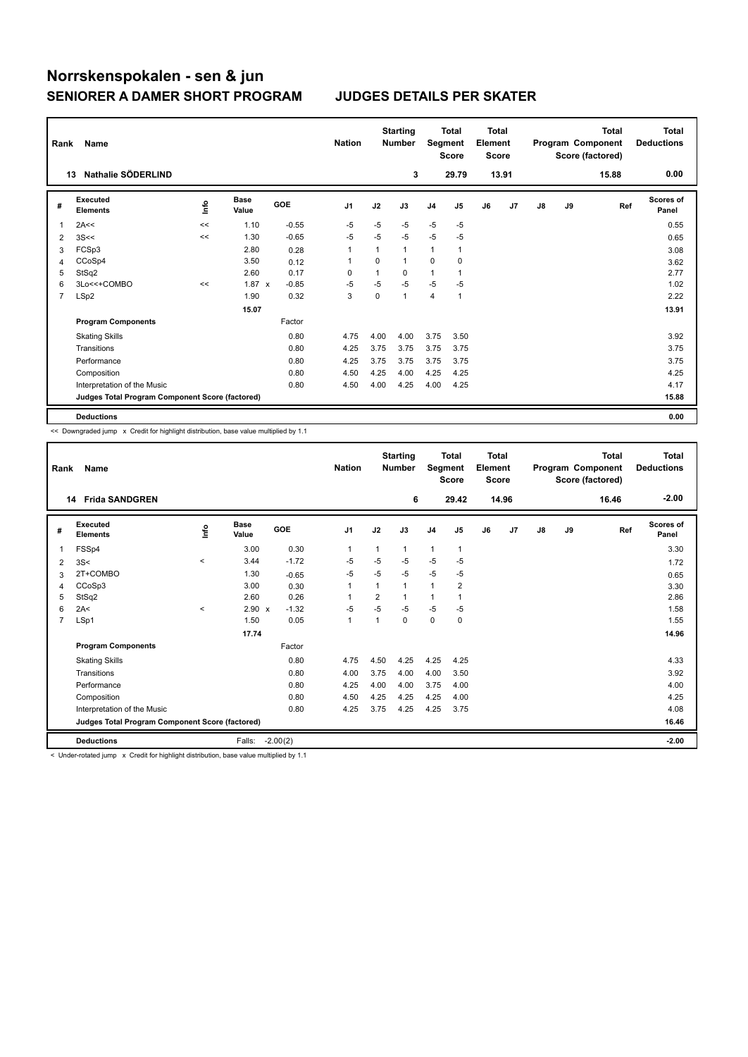# Norrskenspokalen - sen & jun

## SENIORER A DAMER SHORT PROGRAM

## JUDGES DETAILS PER SKATER

| Rank | Name | Nation | Starting Number | Total Segment Score | Total Element Score | Total Program Component Score (factored) | Total Deductions |
|---|---|---|---|---|---|---|---|
| 13 | Nathalie SÖDERLIND | | 3 | 29.79 | 13.91 | 15.88 | 0.00 |

| # | Executed Elements | Info | Base Value | GOE | J1 | J2 | J3 | J4 | J5 | J6 | J7 | J8 | J9 | Ref | Scores of Panel |
|---|---|---|---|---|---|---|---|---|---|---|---|---|---|---|---|
| 1 | 2A<< | << | 1.10 | -0.55 | -5 | -5 | -5 | -5 | -5 | | | | | | 0.55 |
| 2 | 3S<< | << | 1.30 | -0.65 | -5 | -5 | -5 | -5 | -5 | | | | | | 0.65 |
| 3 | FCSp3 | | 2.80 | 0.28 | 1 | 1 | 1 | 1 | 1 | | | | | | 3.08 |
| 4 | CCoSp4 | | 3.50 | 0.12 | 1 | 0 | 1 | 0 | 0 | | | | | | 3.62 |
| 5 | StSq2 | | 2.60 | 0.17 | 0 | 1 | 0 | 1 | 1 | | | | | | 2.77 |
| 6 | 3Lo<<+COMBO | << | 1.87 x | -0.85 | -5 | -5 | -5 | -5 | -5 | | | | | | 1.02 |
| 7 | LSp2 | | 1.90 | 0.32 | 3 | 0 | 1 | 4 | 1 | | | | | | 2.22 |
| | | | 15.07 | | | | | | | | | | | | 13.91 |
| | **Program Components** | | | Factor | | | | | | | | | | | |
| | Skating Skills | | | 0.80 | 4.75 | 4.00 | 4.00 | 3.75 | 3.50 | | | | | | 3.92 |
| | Transitions | | | 0.80 | 4.25 | 3.75 | 3.75 | 3.75 | 3.75 | | | | | | 3.75 |
| | Performance | | | 0.80 | 4.25 | 3.75 | 3.75 | 3.75 | 3.75 | | | | | | 3.75 |
| | Composition | | | 0.80 | 4.50 | 4.25 | 4.00 | 4.25 | 4.25 | | | | | | 4.25 |
| | Interpretation of the Music | | | 0.80 | 4.50 | 4.00 | 4.25 | 4.00 | 4.25 | | | | | | 4.17 |
| | **Judges Total Program Component Score (factored)** | | | | | | | | | | | | | | 15.88 |
| | **Deductions** | | | | | | | | | | | | | | 0.00 |

<< Downgraded jump x Credit for highlight distribution, base value multiplied by 1.1

| Rank | Name | Nation | Starting Number | Total Segment Score | Total Element Score | Total Program Component Score (factored) | Total Deductions |
|---|---|---|---|---|---|---|---|
| 14 | Frida SANDGREN | | 6 | 29.42 | 14.96 | 16.46 | -2.00 |

| # | Executed Elements | Info | Base Value | GOE | J1 | J2 | J3 | J4 | J5 | J6 | J7 | J8 | J9 | Ref | Scores of Panel |
|---|---|---|---|---|---|---|---|---|---|---|---|---|---|---|---|
| 1 | FSSp4 | | 3.00 | 0.30 | 1 | 1 | 1 | 1 | 1 | | | | | | 3.30 |
| 2 | 3S< | < | 3.44 | -1.72 | -5 | -5 | -5 | -5 | -5 | | | | | | 1.72 |
| 3 | 2T+COMBO | | 1.30 | -0.65 | -5 | -5 | -5 | -5 | -5 | | | | | | 0.65 |
| 4 | CCoSp3 | | 3.00 | 0.30 | 1 | 1 | 1 | 1 | 2 | | | | | | 3.30 |
| 5 | StSq2 | | 2.60 | 0.26 | 1 | 2 | 1 | 1 | 1 | | | | | | 2.86 |
| 6 | 2A< | < | 2.90 x | -1.32 | -5 | -5 | -5 | -5 | -5 | | | | | | 1.58 |
| 7 | LSp1 | | 1.50 | 0.05 | 1 | 1 | 0 | 0 | 0 | | | | | | 1.55 |
| | | | 17.74 | | | | | | | | | | | | 14.96 |
| | **Program Components** | | | Factor | | | | | | | | | | | |
| | Skating Skills | | | 0.80 | 4.75 | 4.50 | 4.25 | 4.25 | 4.25 | | | | | | 4.33 |
| | Transitions | | | 0.80 | 4.00 | 3.75 | 4.00 | 4.00 | 3.50 | | | | | | 3.92 |
| | Performance | | | 0.80 | 4.25 | 4.00 | 4.00 | 3.75 | 4.00 | | | | | | 4.00 |
| | Composition | | | 0.80 | 4.50 | 4.25 | 4.25 | 4.25 | 4.00 | | | | | | 4.25 |
| | Interpretation of the Music | | | 0.80 | 4.25 | 3.75 | 4.25 | 4.25 | 3.75 | | | | | | 4.08 |
| | **Judges Total Program Component Score (factored)** | | | | | | | | | | | | | | 16.46 |
| | **Deductions** | | Falls: | -2.00(2) | | | | | | | | | | | -2.00 |

< Under-rotated jump x Credit for highlight distribution, base value multiplied by 1.1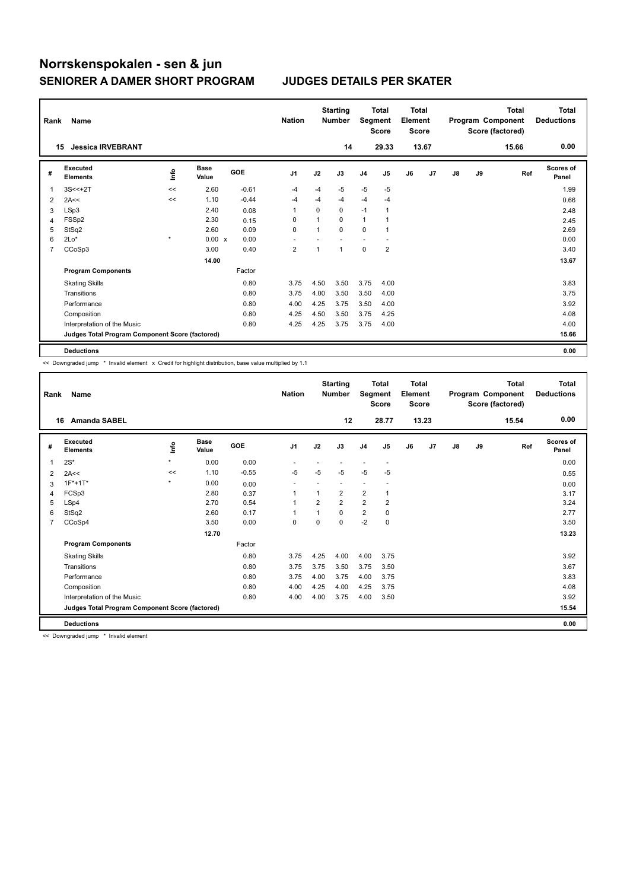# Norrskenspokalen - sen & jun

## SENIORER A DAMER SHORT PROGRAM

### JUDGES DETAILS PER SKATER

| Rank | Name | Nation | Starting Number | Total Segment Score | Total Element Score | Total Program Component Score (factored) | Total Deductions |
|---|---|---|---|---|---|---|---|
| 15 | Jessica IRVEBRANT | | 14 | 29.33 | 13.67 | 15.66 | 0.00 |

| # | Executed Elements | Info | Base Value | GOE | J1 | J2 | J3 | J4 | J5 | J6 | J7 | J8 | J9 | Ref | Scores of Panel |
|---|---|---|---|---|---|---|---|---|---|---|---|---|---|---|---|
| 1 | 3S<<+2T | << | 2.60 | -0.61 | -4 | -4 | -5 | -5 | -5 | | | | | | 1.99 |
| 2 | 2A<< | << | 1.10 | -0.44 | -4 | -4 | -4 | -4 | -4 | | | | | | 0.66 |
| 3 | LSp3 | | 2.40 | 0.08 | 1 | 0 | 0 | -1 | 1 | | | | | | 2.48 |
| 4 | FSSp2 | | 2.30 | 0.15 | 0 | 1 | 0 | 1 | 1 | | | | | | 2.45 |
| 5 | StSq2 | | 2.60 | 0.09 | 0 | 1 | 0 | 0 | 1 | | | | | | 2.69 |
| 6 | 2Lo* | * | 0.00 x | 0.00 | - | - | - | - | - | | | | | | 0.00 |
| 7 | CCoSp3 | | 3.00 | 0.40 | 2 | 1 | 1 | 0 | 2 | | | | | | 3.40 |
| | | | 14.00 | | | | | | | | | | | | 13.67 |
| | **Program Components** | | | Factor | | | | | | | | | | | |
| | Skating Skills | | | 0.80 | 3.75 | 4.50 | 3.50 | 3.75 | 4.00 | | | | | | 3.83 |
| | Transitions | | | 0.80 | 3.75 | 4.00 | 3.50 | 3.50 | 4.00 | | | | | | 3.75 |
| | Performance | | | 0.80 | 4.00 | 4.25 | 3.75 | 3.50 | 4.00 | | | | | | 3.92 |
| | Composition | | | 0.80 | 4.25 | 4.50 | 3.50 | 3.75 | 4.25 | | | | | | 4.08 |
| | Interpretation of the Music | | | 0.80 | 4.25 | 4.25 | 3.75 | 3.75 | 4.00 | | | | | | 4.00 |
| | **Judges Total Program Component Score (factored)** | | | | | | | | | | | | | | 15.66 |
| | **Deductions** | | | | | | | | | | | | | | 0.00 |

<< Downgraded jump * Invalid element x Credit for highlight distribution, base value multiplied by 1.1

| Rank | Name | Nation | Starting Number | Total Segment Score | Total Element Score | Total Program Component Score (factored) | Total Deductions |
|---|---|---|---|---|---|---|---|
| 16 | Amanda SABEL | | 12 | 28.77 | 13.23 | 15.54 | 0.00 |

| # | Executed Elements | Info | Base Value | GOE | J1 | J2 | J3 | J4 | J5 | J6 | J7 | J8 | J9 | Ref | Scores of Panel |
|---|---|---|---|---|---|---|---|---|---|---|---|---|---|---|---|
| 1 | 2S* | * | 0.00 | 0.00 | - | - | - | - | - | | | | | | 0.00 |
| 2 | 2A<< | << | 1.10 | -0.55 | -5 | -5 | -5 | -5 | -5 | | | | | | 0.55 |
| 3 | 1F*+1T* | * | 0.00 | 0.00 | - | - | - | - | - | | | | | | 0.00 |
| 4 | FCSp3 | | 2.80 | 0.37 | 1 | 1 | 2 | 2 | 1 | | | | | | 3.17 |
| 5 | LSp4 | | 2.70 | 0.54 | 1 | 2 | 2 | 2 | 2 | | | | | | 3.24 |
| 6 | StSq2 | | 2.60 | 0.17 | 1 | 1 | 0 | 2 | 0 | | | | | | 2.77 |
| 7 | CCoSp4 | | 3.50 | 0.00 | 0 | 0 | 0 | -2 | 0 | | | | | | 3.50 |
| | | | 12.70 | | | | | | | | | | | | 13.23 |
| | **Program Components** | | | Factor | | | | | | | | | | | |
| | Skating Skills | | | 0.80 | 3.75 | 4.25 | 4.00 | 4.00 | 3.75 | | | | | | 3.92 |
| | Transitions | | | 0.80 | 3.75 | 3.75 | 3.50 | 3.75 | 3.50 | | | | | | 3.67 |
| | Performance | | | 0.80 | 3.75 | 4.00 | 3.75 | 4.00 | 3.75 | | | | | | 3.83 |
| | Composition | | | 0.80 | 4.00 | 4.25 | 4.00 | 4.25 | 3.75 | | | | | | 4.08 |
| | Interpretation of the Music | | | 0.80 | 4.00 | 4.00 | 3.75 | 4.00 | 3.50 | | | | | | 3.92 |
| | **Judges Total Program Component Score (factored)** | | | | | | | | | | | | | | 15.54 |
| | **Deductions** | | | | | | | | | | | | | | 0.00 |

<< Downgraded jump * Invalid element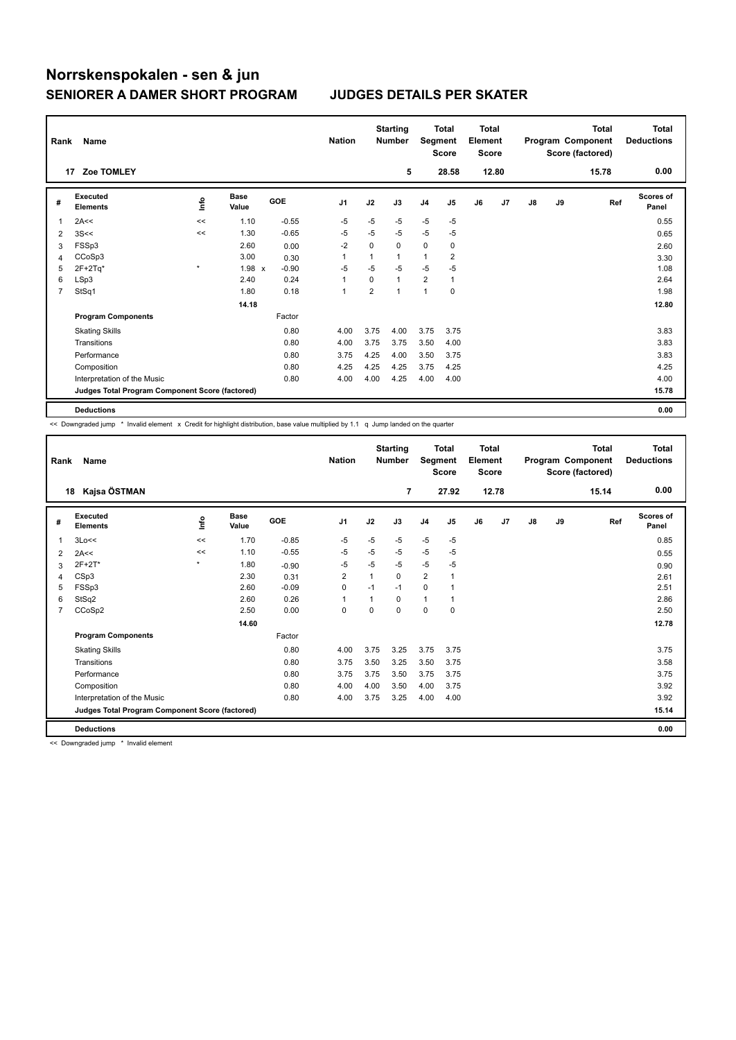# Norrskenspokalen - sen & jun

## SENIORER A DAMER SHORT PROGRAM JUDGES DETAILS PER SKATER

| Rank | Name | Nation | Starting Number | Total Segment Score | Total Element Score | Total Program Component Score (factored) | Total Deductions |
|---|---|---|---|---|---|---|---|
| 17 | Zoe TOMLEY | | 5 | 28.58 | 12.80 | 15.78 | 0.00 |

| # | Executed Elements | Info | Base Value | GOE | J1 | J2 | J3 | J4 | J5 | J6 | J7 | J8 | J9 | Ref | Scores of Panel |
|---|---|---|---|---|---|---|---|---|---|---|---|---|---|---|---|
| 1 | 2A<< | << | 1.10 | -0.55 | -5 | -5 | -5 | -5 | -5 | | | | | | 0.55 |
| 2 | 3S<< | << | 1.30 | -0.65 | -5 | -5 | -5 | -5 | -5 | | | | | | 0.65 |
| 3 | FSSp3 | | 2.60 | 0.00 | -2 | 0 | 0 | 0 | 0 | | | | | | 2.60 |
| 4 | CCoSp3 | | 3.00 | 0.30 | 1 | 1 | 1 | 1 | 2 | | | | | | 3.30 |
| 5 | 2F+2Tq* | * | 1.98 x | -0.90 | -5 | -5 | -5 | -5 | -5 | | | | | | 1.08 |
| 6 | LSp3 | | 2.40 | 0.24 | 1 | 0 | 1 | 2 | 1 | | | | | | 2.64 |
| 7 | StSq1 | | 1.80 | 0.18 | 1 | 2 | 1 | 1 | 0 | | | | | | 1.98 |
| | | | 14.18 | | | | | | | | | | | | 12.80 |
| | **Program Components** | | | Factor | | | | | | | | | | | |
| | Skating Skills | | | 0.80 | 4.00 | 3.75 | 4.00 | 3.75 | 3.75 | | | | | | 3.83 |
| | Transitions | | | 0.80 | 4.00 | 3.75 | 3.75 | 3.50 | 4.00 | | | | | | 3.83 |
| | Performance | | | 0.80 | 3.75 | 4.25 | 4.00 | 3.50 | 3.75 | | | | | | 3.83 |
| | Composition | | | 0.80 | 4.25 | 4.25 | 4.25 | 3.75 | 4.25 | | | | | | 4.25 |
| | Interpretation of the Music | | | 0.80 | 4.00 | 4.00 | 4.25 | 4.00 | 4.00 | | | | | | 4.00 |
| | **Judges Total Program Component Score (factored)** | | | | | | | | | | | | | | 15.78 |
| | **Deductions** | | | | | | | | | | | | | | 0.00 |

<< Downgraded jump * Invalid element x Credit for highlight distribution, base value multiplied by 1.1 q Jump landed on the quarter

| Rank | Name | Nation | Starting Number | Total Segment Score | Total Element Score | Total Program Component Score (factored) | Total Deductions |
|---|---|---|---|---|---|---|---|
| 18 | Kajsa ÖSTMAN | | 7 | 27.92 | 12.78 | 15.14 | 0.00 |

| # | Executed Elements | Info | Base Value | GOE | J1 | J2 | J3 | J4 | J5 | J6 | J7 | J8 | J9 | Ref | Scores of Panel |
|---|---|---|---|---|---|---|---|---|---|---|---|---|---|---|---|
| 1 | 3Lo<< | << | 1.70 | -0.85 | -5 | -5 | -5 | -5 | -5 | | | | | | 0.85 |
| 2 | 2A<< | << | 1.10 | -0.55 | -5 | -5 | -5 | -5 | -5 | | | | | | 0.55 |
| 3 | 2F+2T* | * | 1.80 | -0.90 | -5 | -5 | -5 | -5 | -5 | | | | | | 0.90 |
| 4 | CSp3 | | 2.30 | 0.31 | 2 | 1 | 0 | 2 | 1 | | | | | | 2.61 |
| 5 | FSSp3 | | 2.60 | -0.09 | 0 | -1 | -1 | 0 | 1 | | | | | | 2.51 |
| 6 | StSq2 | | 2.60 | 0.26 | 1 | 1 | 0 | 1 | 1 | | | | | | 2.86 |
| 7 | CCoSp2 | | 2.50 | 0.00 | 0 | 0 | 0 | 0 | 0 | | | | | | 2.50 |
| | | | 14.60 | | | | | | | | | | | | 12.78 |
| | **Program Components** | | | Factor | | | | | | | | | | | |
| | Skating Skills | | | 0.80 | 4.00 | 3.75 | 3.25 | 3.75 | 3.75 | | | | | | 3.75 |
| | Transitions | | | 0.80 | 3.75 | 3.50 | 3.25 | 3.50 | 3.75 | | | | | | 3.58 |
| | Performance | | | 0.80 | 3.75 | 3.75 | 3.50 | 3.75 | 3.75 | | | | | | 3.75 |
| | Composition | | | 0.80 | 4.00 | 4.00 | 3.50 | 4.00 | 3.75 | | | | | | 3.92 |
| | Interpretation of the Music | | | 0.80 | 4.00 | 3.75 | 3.25 | 4.00 | 4.00 | | | | | | 3.92 |
| | **Judges Total Program Component Score (factored)** | | | | | | | | | | | | | | 15.14 |
| | **Deductions** | | | | | | | | | | | | | | 0.00 |

<< Downgraded jump * Invalid element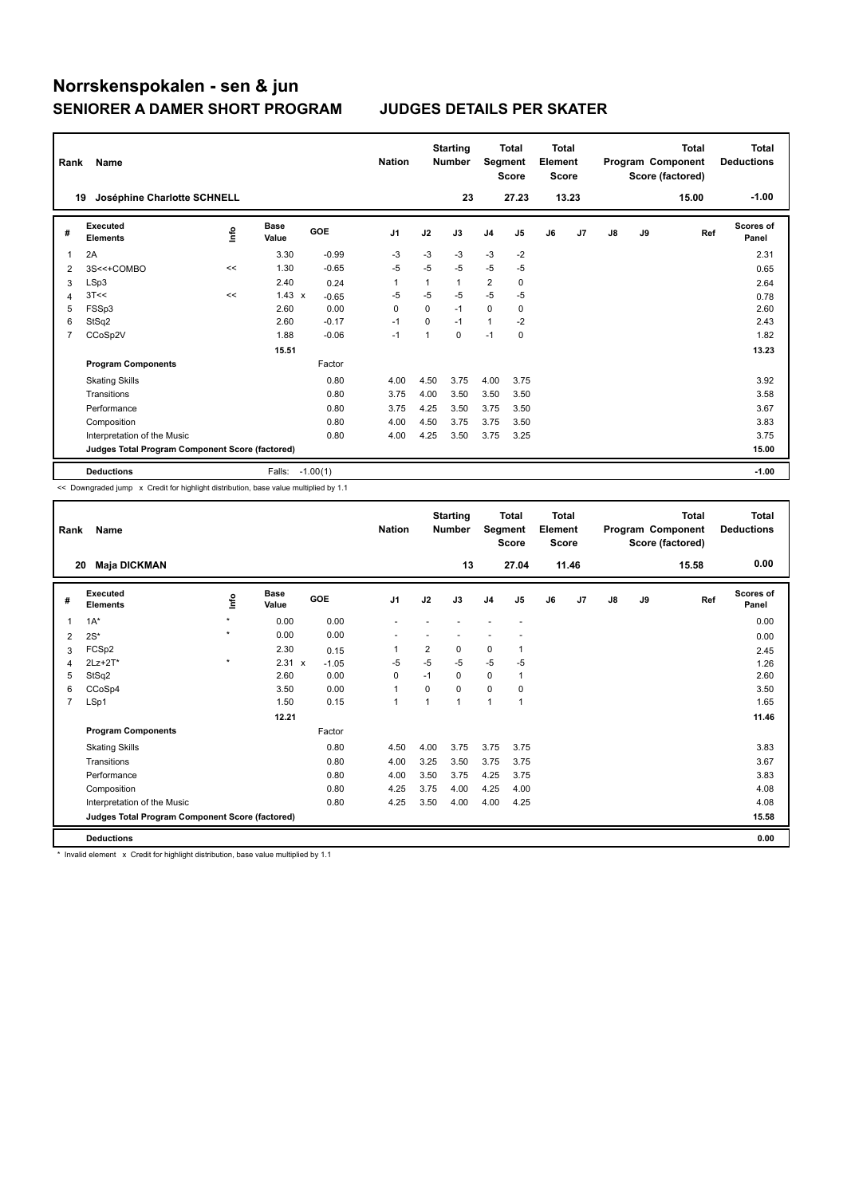# Norrskenspokalen - sen & jun

## SENIORER A DAMER SHORT PROGRAM — JUDGES DETAILS PER SKATER

| Rank | Name | Nation | Starting Number | Total Segment Score | Total Element Score | Total Program Component Score (factored) | Total Deductions |
|---|---|---|---|---|---|---|---|
| 19 | Joséphine Charlotte SCHNELL | | 23 | 27.23 | 13.23 | 15.00 | -1.00 |

| # | Executed Elements | Info | Base Value | | GOE | J1 | J2 | J3 | J4 | J5 | J6 | J7 | J8 | J9 | Ref | Scores of Panel |
|---|---|---|---|---|---|---|---|---|---|---|---|---|---|---|---|---|
| 1 | 2A | | 3.30 | | -0.99 | -3 | -3 | -3 | -3 | -2 | | | | | | 2.31 |
| 2 | 3S<<+COMBO | << | 1.30 | | -0.65 | -5 | -5 | -5 | -5 | -5 | | | | | | 0.65 |
| 3 | LSp3 | | 2.40 | | 0.24 | 1 | 1 | 1 | 2 | 0 | | | | | | 2.64 |
| 4 | 3T<< | << | 1.43 | x | -0.65 | -5 | -5 | -5 | -5 | -5 | | | | | | 0.78 |
| 5 | FSSp3 | | 2.60 | | 0.00 | 0 | 0 | -1 | 0 | 0 | | | | | | 2.60 |
| 6 | StSq2 | | 2.60 | | -0.17 | -1 | 0 | -1 | 1 | -2 | | | | | | 2.43 |
| 7 | CCoSp2V | | 1.88 | | -0.06 | -1 | 1 | 0 | -1 | 0 | | | | | | 1.82 |
| | | | 15.51 | | | | | | | | | | | | | 13.23 |
| | **Program Components** | | | | Factor | | | | | | | | | | | |
| | Skating Skills | | | | 0.80 | 4.00 | 4.50 | 3.75 | 4.00 | 3.75 | | | | | | 3.92 |
| | Transitions | | | | 0.80 | 3.75 | 4.00 | 3.50 | 3.50 | 3.50 | | | | | | 3.58 |
| | Performance | | | | 0.80 | 3.75 | 4.25 | 3.50 | 3.75 | 3.50 | | | | | | 3.67 |
| | Composition | | | | 0.80 | 4.00 | 4.50 | 3.75 | 3.75 | 3.50 | | | | | | 3.83 |
| | Interpretation of the Music | | | | 0.80 | 4.00 | 4.25 | 3.50 | 3.75 | 3.25 | | | | | | 3.75 |
| | **Judges Total Program Component Score (factored)** | | | | | | | | | | | | | | | 15.00 |
| | **Deductions** | | Falls: | | -1.00(1) | | | | | | | | | | | -1.00 |

<< Downgraded jump x Credit for highlight distribution, base value multiplied by 1.1

| Rank | Name | Nation | Starting Number | Total Segment Score | Total Element Score | Total Program Component Score (factored) | Total Deductions |
|---|---|---|---|---|---|---|---|
| 20 | Maja DICKMAN | | 13 | 27.04 | 11.46 | 15.58 | 0.00 |

| # | Executed Elements | Info | Base Value | | GOE | J1 | J2 | J3 | J4 | J5 | J6 | J7 | J8 | J9 | Ref | Scores of Panel |
|---|---|---|---|---|---|---|---|---|---|---|---|---|---|---|---|---|
| 1 | 1A* | * | 0.00 | | 0.00 | - | - | - | - | - | | | | | | 0.00 |
| 2 | 2S* | * | 0.00 | | 0.00 | - | - | - | - | - | | | | | | 0.00 |
| 3 | FCSp2 | | 2.30 | | 0.15 | 1 | 2 | 0 | 0 | 1 | | | | | | 2.45 |
| 4 | 2Lz+2T* | * | 2.31 | x | -1.05 | -5 | -5 | -5 | -5 | -5 | | | | | | 1.26 |
| 5 | StSq2 | | 2.60 | | 0.00 | 0 | -1 | 0 | 0 | 1 | | | | | | 2.60 |
| 6 | CCoSp4 | | 3.50 | | 0.00 | 1 | 0 | 0 | 0 | 0 | | | | | | 3.50 |
| 7 | LSp1 | | 1.50 | | 0.15 | 1 | 1 | 1 | 1 | 1 | | | | | | 1.65 |
| | | | 12.21 | | | | | | | | | | | | | 11.46 |
| | **Program Components** | | | | Factor | | | | | | | | | | | |
| | Skating Skills | | | | 0.80 | 4.50 | 4.00 | 3.75 | 3.75 | 3.75 | | | | | | 3.83 |
| | Transitions | | | | 0.80 | 4.00 | 3.25 | 3.50 | 3.75 | 3.75 | | | | | | 3.67 |
| | Performance | | | | 0.80 | 4.00 | 3.50 | 3.75 | 4.25 | 3.75 | | | | | | 3.83 |
| | Composition | | | | 0.80 | 4.25 | 3.75 | 4.00 | 4.25 | 4.00 | | | | | | 4.08 |
| | Interpretation of the Music | | | | 0.80 | 4.25 | 3.50 | 4.00 | 4.00 | 4.25 | | | | | | 4.08 |
| | **Judges Total Program Component Score (factored)** | | | | | | | | | | | | | | | 15.58 |
| | **Deductions** | | | | | | | | | | | | | | | 0.00 |

* Invalid element x Credit for highlight distribution, base value multiplied by 1.1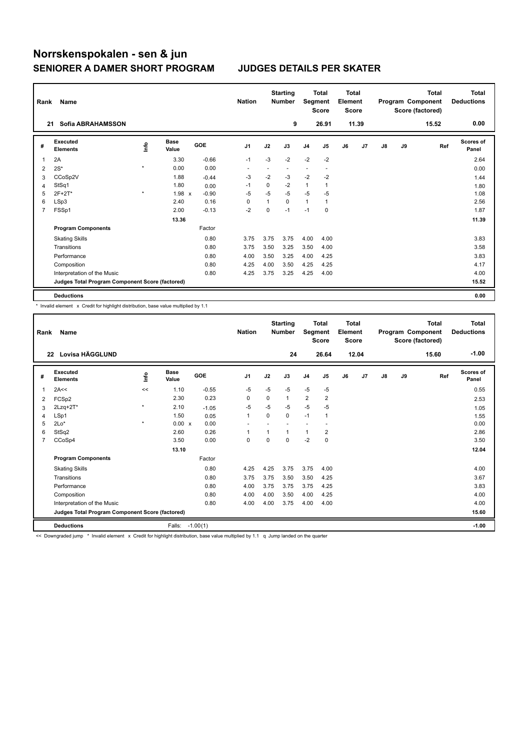# Norrskenspokalen - sen & jun

## SENIORER A DAMER SHORT PROGRAM — JUDGES DETAILS PER SKATER

| Rank | Name | Nation | Starting Number | Total Segment Score | Total Element Score | Total Program Component Score (factored) | Total Deductions |
|---|---|---|---|---|---|---|---|
| 21 | Sofia ABRAHAMSSON | | 9 | 26.91 | 11.39 | 15.52 | 0.00 |

| # | Executed Elements | Info | Base Value | | GOE | J1 | J2 | J3 | J4 | J5 | J6 | J7 | J8 | J9 | Ref | Scores of Panel |
|---|---|---|---|---|---|---|---|---|---|---|---|---|---|---|---|---|
| 1 | 2A | | 3.30 | | -0.66 | -1 | -3 | -2 | -2 | -2 | | | | | | 2.64 |
| 2 | 2S* | * | 0.00 | | 0.00 | - | - | - | - | - | | | | | | 0.00 |
| 3 | CCoSp2V | | 1.88 | | -0.44 | -3 | -2 | -3 | -2 | -2 | | | | | | 1.44 |
| 4 | StSq1 | | 1.80 | | 0.00 | -1 | 0 | -2 | 1 | 1 | | | | | | 1.80 |
| 5 | 2F+2T* | * | 1.98 | x | -0.90 | -5 | -5 | -5 | -5 | -5 | | | | | | 1.08 |
| 6 | LSp3 | | 2.40 | | 0.16 | 0 | 1 | 0 | 1 | 1 | | | | | | 2.56 |
| 7 | FSSp1 | | 2.00 | | -0.13 | -2 | 0 | -1 | -1 | 0 | | | | | | 1.87 |
| | | | 13.36 | | | | | | | | | | | | | 11.39 |
| | **Program Components** | | | | Factor | | | | | | | | | | | |
| | Skating Skills | | | | 0.80 | 3.75 | 3.75 | 3.75 | 4.00 | 4.00 | | | | | | 3.83 |
| | Transitions | | | | 0.80 | 3.75 | 3.50 | 3.25 | 3.50 | 4.00 | | | | | | 3.58 |
| | Performance | | | | 0.80 | 4.00 | 3.50 | 3.25 | 4.00 | 4.25 | | | | | | 3.83 |
| | Composition | | | | 0.80 | 4.25 | 4.00 | 3.50 | 4.25 | 4.25 | | | | | | 4.17 |
| | Interpretation of the Music | | | | 0.80 | 4.25 | 3.75 | 3.25 | 4.25 | 4.00 | | | | | | 4.00 |
| | **Judges Total Program Component Score (factored)** | | | | | | | | | | | | | | | 15.52 |
| | **Deductions** | | | | | | | | | | | | | | | 0.00 |

\* Invalid element x Credit for highlight distribution, base value multiplied by 1.1

| Rank | Name | Nation | Starting Number | Total Segment Score | Total Element Score | Total Program Component Score (factored) | Total Deductions |
|---|---|---|---|---|---|---|---|
| 22 | Lovisa HÄGGLUND | | 24 | 26.64 | 12.04 | 15.60 | -1.00 |

| # | Executed Elements | Info | Base Value | | GOE | J1 | J2 | J3 | J4 | J5 | J6 | J7 | J8 | J9 | Ref | Scores of Panel |
|---|---|---|---|---|---|---|---|---|---|---|---|---|---|---|---|---|
| 1 | 2A<< | << | 1.10 | | -0.55 | -5 | -5 | -5 | -5 | -5 | | | | | | 0.55 |
| 2 | FCSp2 | | 2.30 | | 0.23 | 0 | 0 | 1 | 2 | 2 | | | | | | 2.53 |
| 3 | 2Lzq+2T* | * | 2.10 | | -1.05 | -5 | -5 | -5 | -5 | -5 | | | | | | 1.05 |
| 4 | LSp1 | | 1.50 | | 0.05 | 1 | 0 | 0 | -1 | 1 | | | | | | 1.55 |
| 5 | 2Lo* | * | 0.00 | x | 0.00 | - | - | - | - | - | | | | | | 0.00 |
| 6 | StSq2 | | 2.60 | | 0.26 | 1 | 1 | 1 | 1 | 2 | | | | | | 2.86 |
| 7 | CCoSp4 | | 3.50 | | 0.00 | 0 | 0 | 0 | -2 | 0 | | | | | | 3.50 |
| | | | 13.10 | | | | | | | | | | | | | 12.04 |
| | **Program Components** | | | | Factor | | | | | | | | | | | |
| | Skating Skills | | | | 0.80 | 4.25 | 4.25 | 3.75 | 3.75 | 4.00 | | | | | | 4.00 |
| | Transitions | | | | 0.80 | 3.75 | 3.75 | 3.50 | 3.50 | 4.25 | | | | | | 3.67 |
| | Performance | | | | 0.80 | 4.00 | 3.75 | 3.75 | 3.75 | 4.25 | | | | | | 3.83 |
| | Composition | | | | 0.80 | 4.00 | 4.00 | 3.50 | 4.00 | 4.25 | | | | | | 4.00 |
| | Interpretation of the Music | | | | 0.80 | 4.00 | 4.00 | 3.75 | 4.00 | 4.00 | | | | | | 4.00 |
| | **Judges Total Program Component Score (factored)** | | | | | | | | | | | | | | | 15.60 |
| | **Deductions** | | Falls: | | -1.00(1) | | | | | | | | | | | -1.00 |

<< Downgraded jump * Invalid element x Credit for highlight distribution, base value multiplied by 1.1 q Jump landed on the quarter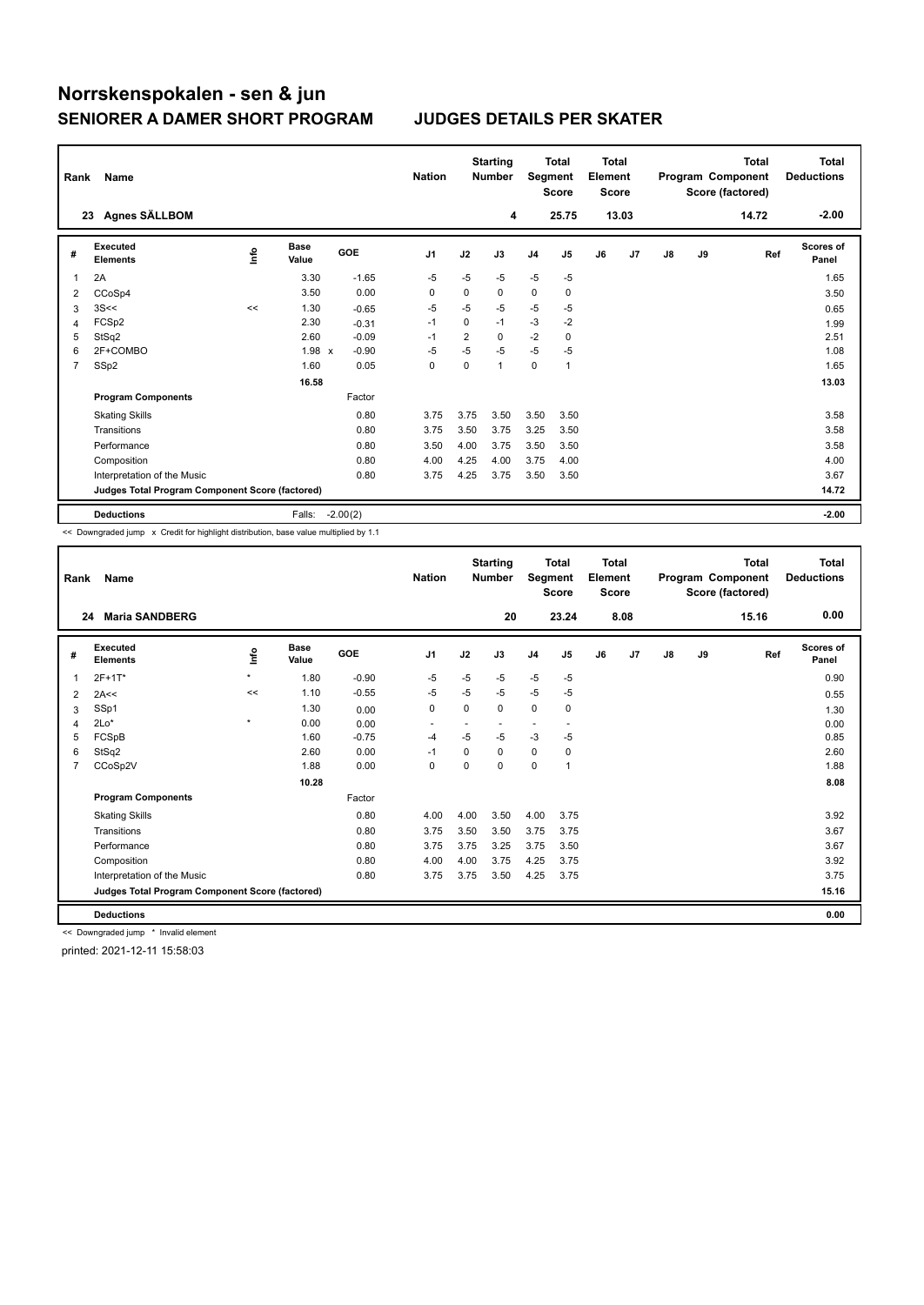# Norrskenspokalen - sen & jun

## SENIORER A DAMER SHORT PROGRAM　　JUDGES DETAILS PER SKATER

| Rank | Name | Nation | Starting Number | Total Segment Score | Total Element Score | Total Program Component Score (factored) | Total Deductions |
|---|---|---|---|---|---|---|---|
| 23 | Agnes SÄLLBOM | | 4 | 25.75 | 13.03 | 14.72 | -2.00 |

| # | Executed Elements | Info | Base Value | | GOE | J1 | J2 | J3 | J4 | J5 | J6 | J7 | J8 | J9 | Ref | Scores of Panel |
|---|---|---|---|---|---|---|---|---|---|---|---|---|---|---|---|---|
| 1 | 2A | | 3.30 | | -1.65 | -5 | -5 | -5 | -5 | -5 | | | | | | 1.65 |
| 2 | CCoSp4 | | 3.50 | | 0.00 | 0 | 0 | 0 | 0 | 0 | | | | | | 3.50 |
| 3 | 3S<< | << | 1.30 | | -0.65 | -5 | -5 | -5 | -5 | -5 | | | | | | 0.65 |
| 4 | FCSp2 | | 2.30 | | -0.31 | -1 | 0 | -1 | -3 | -2 | | | | | | 1.99 |
| 5 | StSq2 | | 2.60 | | -0.09 | -1 | 2 | 0 | -2 | 0 | | | | | | 2.51 |
| 6 | 2F+COMBO | | 1.98 | x | -0.90 | -5 | -5 | -5 | -5 | -5 | | | | | | 1.08 |
| 7 | SSp2 | | 1.60 | | 0.05 | 0 | 0 | 1 | 0 | 1 | | | | | | 1.65 |
| | | | 16.58 | | | | | | | | | | | | | 13.03 |
| | **Program Components** | | | | Factor | | | | | | | | | | | |
| | Skating Skills | | | | 0.80 | 3.75 | 3.75 | 3.50 | 3.50 | 3.50 | | | | | | 3.58 |
| | Transitions | | | | 0.80 | 3.75 | 3.50 | 3.75 | 3.25 | 3.50 | | | | | | 3.58 |
| | Performance | | | | 0.80 | 3.50 | 4.00 | 3.75 | 3.50 | 3.50 | | | | | | 3.58 |
| | Composition | | | | 0.80 | 4.00 | 4.25 | 4.00 | 3.75 | 4.00 | | | | | | 4.00 |
| | Interpretation of the Music | | | | 0.80 | 3.75 | 4.25 | 3.75 | 3.50 | 3.50 | | | | | | 3.67 |
| | **Judges Total Program Component Score (factored)** | | | | | | | | | | | | | | | 14.72 |
| | **Deductions** | | Falls: | | -2.00(2) | | | | | | | | | | | -2.00 |

<< Downgraded jump x Credit for highlight distribution, base value multiplied by 1.1

| Rank | Name | Nation | Starting Number | Total Segment Score | Total Element Score | Total Program Component Score (factored) | Total Deductions |
|---|---|---|---|---|---|---|---|
| 24 | Maria SANDBERG | | 20 | 23.24 | 8.08 | 15.16 | 0.00 |

| # | Executed Elements | Info | Base Value | GOE | J1 | J2 | J3 | J4 | J5 | J6 | J7 | J8 | J9 | Ref | Scores of Panel |
|---|---|---|---|---|---|---|---|---|---|---|---|---|---|---|---|
| 1 | 2F+1T* | * | 1.80 | -0.90 | -5 | -5 | -5 | -5 | -5 | | | | | | 0.90 |
| 2 | 2A<< | << | 1.10 | -0.55 | -5 | -5 | -5 | -5 | -5 | | | | | | 0.55 |
| 3 | SSp1 | | 1.30 | 0.00 | 0 | 0 | 0 | 0 | 0 | | | | | | 1.30 |
| 4 | 2Lo* | * | 0.00 | 0.00 | - | - | - | - | - | | | | | | 0.00 |
| 5 | FCSpB | | 1.60 | -0.75 | -4 | -5 | -5 | -3 | -5 | | | | | | 0.85 |
| 6 | StSq2 | | 2.60 | 0.00 | -1 | 0 | 0 | 0 | 0 | | | | | | 2.60 |
| 7 | CCoSp2V | | 1.88 | 0.00 | 0 | 0 | 0 | 0 | 1 | | | | | | 1.88 |
| | | | 10.28 | | | | | | | | | | | | 8.08 |
| | **Program Components** | | | Factor | | | | | | | | | | | |
| | Skating Skills | | | 0.80 | 4.00 | 4.00 | 3.50 | 4.00 | 3.75 | | | | | | 3.92 |
| | Transitions | | | 0.80 | 3.75 | 3.50 | 3.50 | 3.75 | 3.75 | | | | | | 3.67 |
| | Performance | | | 0.80 | 3.75 | 3.75 | 3.25 | 3.75 | 3.50 | | | | | | 3.67 |
| | Composition | | | 0.80 | 4.00 | 4.00 | 3.75 | 4.25 | 3.75 | | | | | | 3.92 |
| | Interpretation of the Music | | | 0.80 | 3.75 | 3.75 | 3.50 | 4.25 | 3.75 | | | | | | 3.75 |
| | **Judges Total Program Component Score (factored)** | | | | | | | | | | | | | | 15.16 |
| | **Deductions** | | | | | | | | | | | | | | 0.00 |

<< Downgraded jump * Invalid element

printed: 2021-12-11 15:58:03